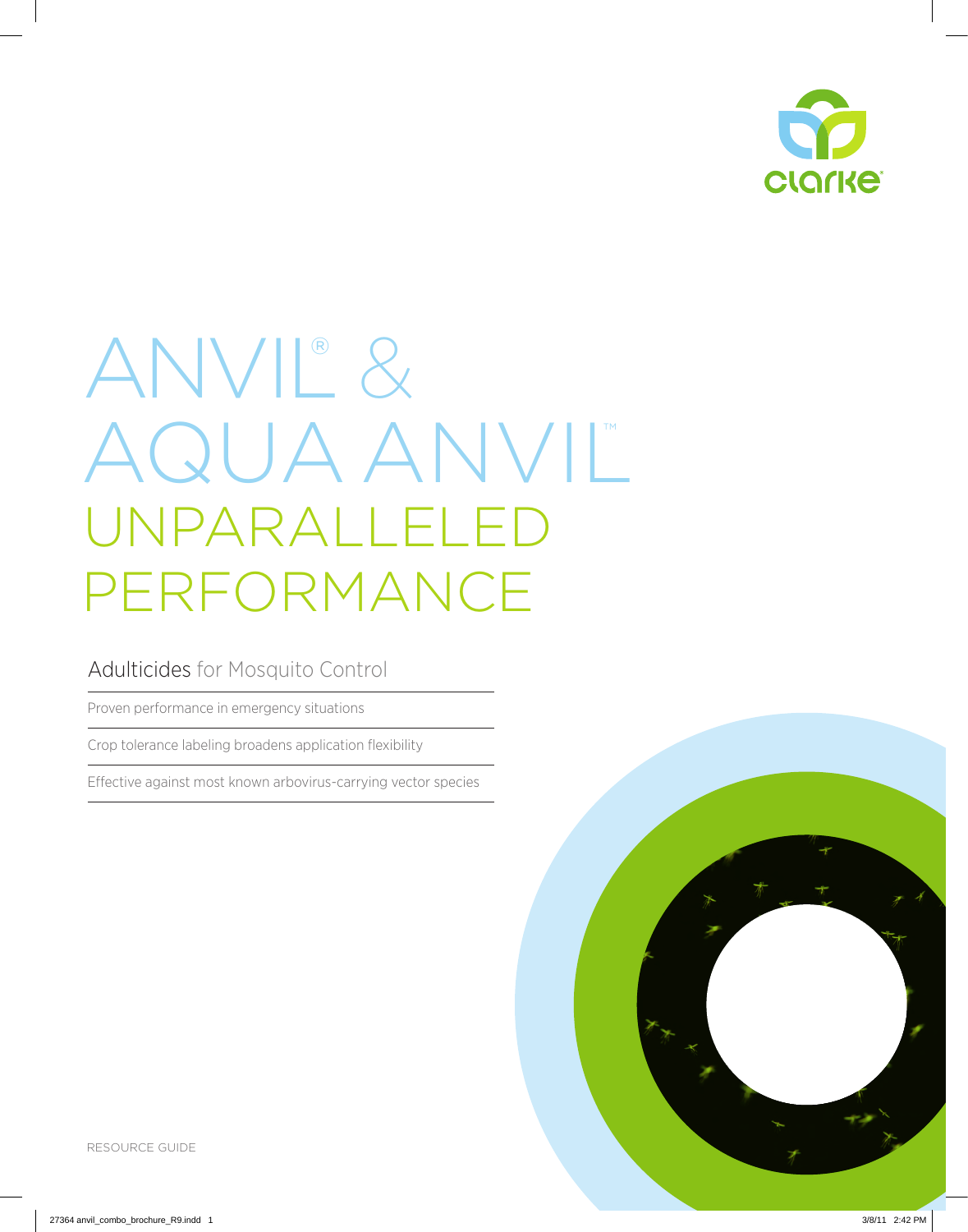clarke®

# ANVIL® & AQUA ANVIL™ UNPARALLELED PERFORMANCE

## Adulticides for Mosquito Control

Proven performance in emergency situations

Crop tolerance labeling broadens application flexibility

Effective against most known arbovirus-carrying vector species

RESOURCE GUIDE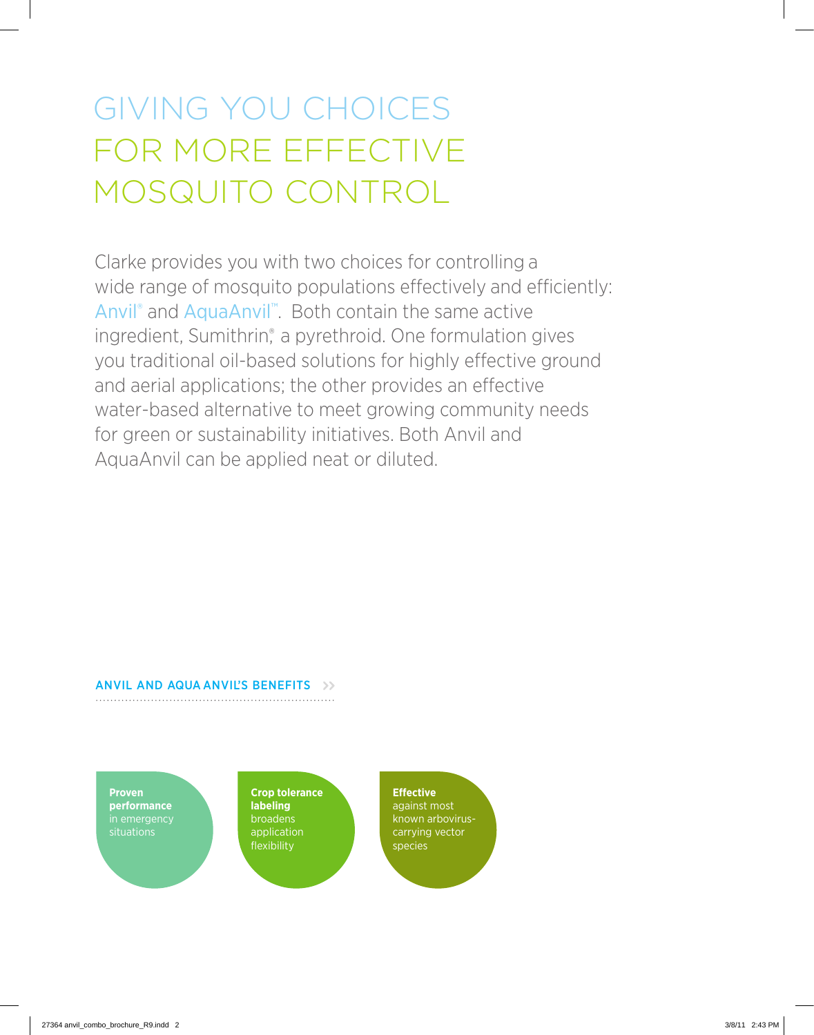# GIVING YOU CHOICES FOR MORE EFFECTIVE MOSQUITO CONTROL

Clarke provides you with two choices for controlling a wide range of mosquito populations effectively and efficiently: Anvil® and AquaAnvil™. Both contain the same active ingredient, Sumithrin®, a pyrethroid. One formulation gives you traditional oil-based solutions for highly effective ground and aerial applications; the other provides an effective water-based alternative to meet growing community needs for green or sustainability initiatives. Both Anvil and AquaAnvil can be applied neat or diluted.

## ANVIL AND AQUA ANVIL'S BENEFITS

**Proven performance** in emergency situations

**Crop tolerance labeling** broadens application flexibility

**Effective** against most known arbovirus-carrying vector species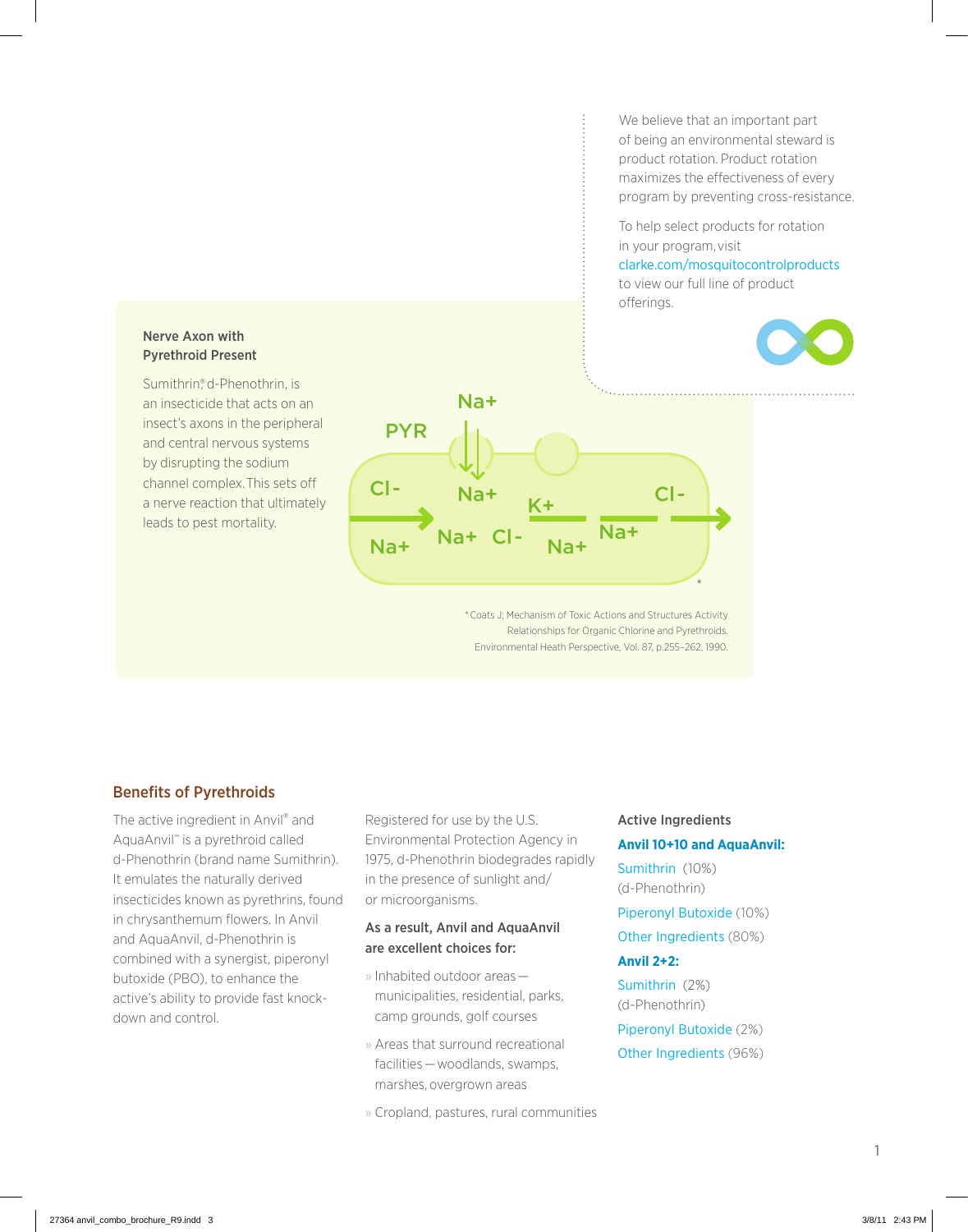We believe that an important part of being an environmental steward is product rotation. Product rotation maximizes the effectiveness of every program by preventing cross-resistance.

To help select products for rotation in your program, visit clarke.com/mosquitocontrolproducts to view our full line of product offerings.

**Nerve Axon with Pyrethroid Present**

Sumithrin®, d-Phenothrin, is an insecticide that acts on an insect's axons in the peripheral and central nervous systems by disrupting the sodium channel complex. This sets off a nerve reaction that ultimately leads to pest mortality.

PYR Na+ Cl- Na+ K+ Cl- Na+ Na+ Cl- Na+ Na+ *

*Coats J; Mechanism of Toxic Actions and Structures Activity Relationships for Organic Chlorine and Pyrethroids. Environmental Heath Perspective, Vol. 87, p.255–262, 1990.

## Benefits of Pyrethroids

The active ingredient in Anvil® and AquaAnvil™ is a pyrethroid called d-Phenothrin (brand name Sumithrin). It emulates the naturally derived insecticides known as pyrethrins, found in chrysanthemum flowers. In Anvil and AquaAnvil, d-Phenothrin is combined with a synergist, piperonyl butoxide (PBO), to enhance the active's ability to provide fast knock-down and control.

Registered for use by the U.S. Environmental Protection Agency in 1975, d-Phenothrin biodegrades rapidly in the presence of sunlight and/or microorganisms.

**As a result, Anvil and AquaAnvil are excellent choices for:**

- Inhabited outdoor areas — municipalities, residential, parks, camp grounds, golf courses
- Areas that surround recreational facilities — woodlands, swamps, marshes, overgrown areas
- Cropland, pastures, rural communities

**Active Ingredients**

**Anvil 10+10 and AquaAnvil:**

Sumithrin (10%) (d-Phenothrin)

Piperonyl Butoxide (10%)

Other Ingredients (80%)

**Anvil 2+2:**

Sumithrin (2%) (d-Phenothrin)

Piperonyl Butoxide (2%)

Other Ingredients (96%)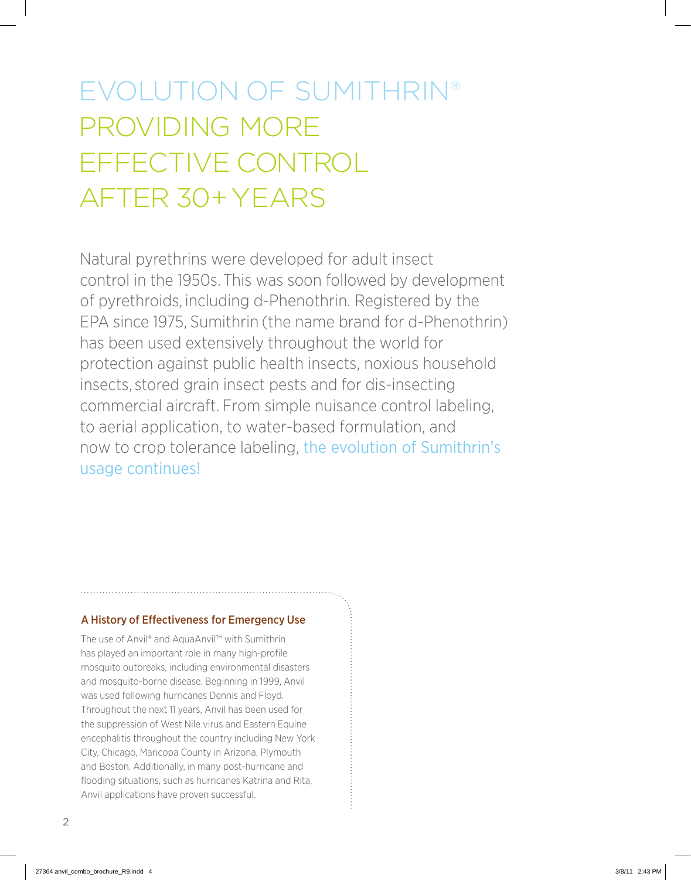# EVOLUTION OF SUMITHRIN® PROVIDING MORE EFFECTIVE CONTROL AFTER 30+ YEARS

Natural pyrethrins were developed for adult insect control in the 1950s. This was soon followed by development of pyrethroids, including d-Phenothrin. Registered by the EPA since 1975, Sumithrin (the name brand for d-Phenothrin) has been used extensively throughout the world for protection against public health insects, noxious household insects, stored grain insect pests and for dis-insecting commercial aircraft. From simple nuisance control labeling, to aerial application, to water-based formulation, and now to crop tolerance labeling, the evolution of Sumithrin's usage continues!

### A History of Effectiveness for Emergency Use

The use of Anvil® and AquaAnvil™ with Sumithrin has played an important role in many high-profile mosquito outbreaks, including environmental disasters and mosquito-borne disease. Beginning in 1999, Anvil was used following hurricanes Dennis and Floyd. Throughout the next 11 years, Anvil has been used for the suppression of West Nile virus and Eastern Equine encephalitis throughout the country including New York City, Chicago, Maricopa County in Arizona, Plymouth and Boston. Additionally, in many post-hurricane and flooding situations, such as hurricanes Katrina and Rita, Anvil applications have proven successful.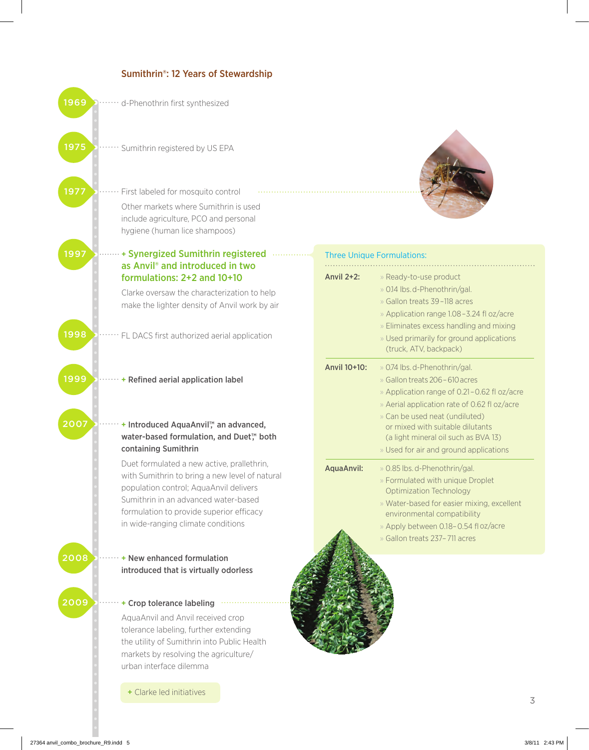## Sumithrin®: 12 Years of Stewardship

**1969** d-Phenothrin first synthesized

**1975** Sumithrin registered by US EPA

**1977** First labeled for mosquito control

Other markets where Sumithrin is used include agriculture, PCO and personal hygiene (human lice shampoos)

**1997** **+ Synergized Sumithrin registered as Anvil® and introduced in two formulations: 2+2 and 10+10**

Clarke oversaw the characterization to help make the lighter density of Anvil work by air

**1998** FL DACS first authorized aerial application

**1999** **+ Refined aerial application label**

**2007** **+ Introduced AquaAnvil™, an advanced, water-based formulation, and Duet™, both containing Sumithrin**

Duet formulated a new active, prallethrin, with Sumithrin to bring a new level of natural population control; AquaAnvil delivers Sumithrin in an advanced water-based formulation to provide superior efficacy in wide-ranging climate conditions

**2008** **+ New enhanced formulation introduced that is virtually odorless**

**2009** **+ Crop tolerance labeling**

AquaAnvil and Anvil received crop tolerance labeling, further extending the utility of Sumithrin into Public Health markets by resolving the agriculture/urban interface dilemma

+ Clarke led initiatives

### Three Unique Formulations:

**Anvil 2+2:**
- Ready-to-use product
- 0.14 lbs. d-Phenothrin/gal.
- Gallon treats 39–118 acres
- Application range 1.08–3.24 fl oz/acre
- Eliminates excess handling and mixing
- Used primarily for ground applications (truck, ATV, backpack)

**Anvil 10+10:**
- 0.74 lbs. d-Phenothrin/gal.
- Gallon treats 206–610 acres
- Application range of 0.21–0.62 fl oz/acre
- Aerial application rate of 0.62 fl oz/acre
- Can be used neat (undiluted) or mixed with suitable dilutants (a light mineral oil such as BVA 13)
- Used for air and ground applications

**AquaAnvil:**
- 0.85 lbs. d-Phenothrin/gal.
- Formulated with unique Droplet Optimization Technology
- Water-based for easier mixing, excellent environmental compatibility
- Apply between 0.18–0.54 fl oz/acre
- Gallon treats 237–711 acres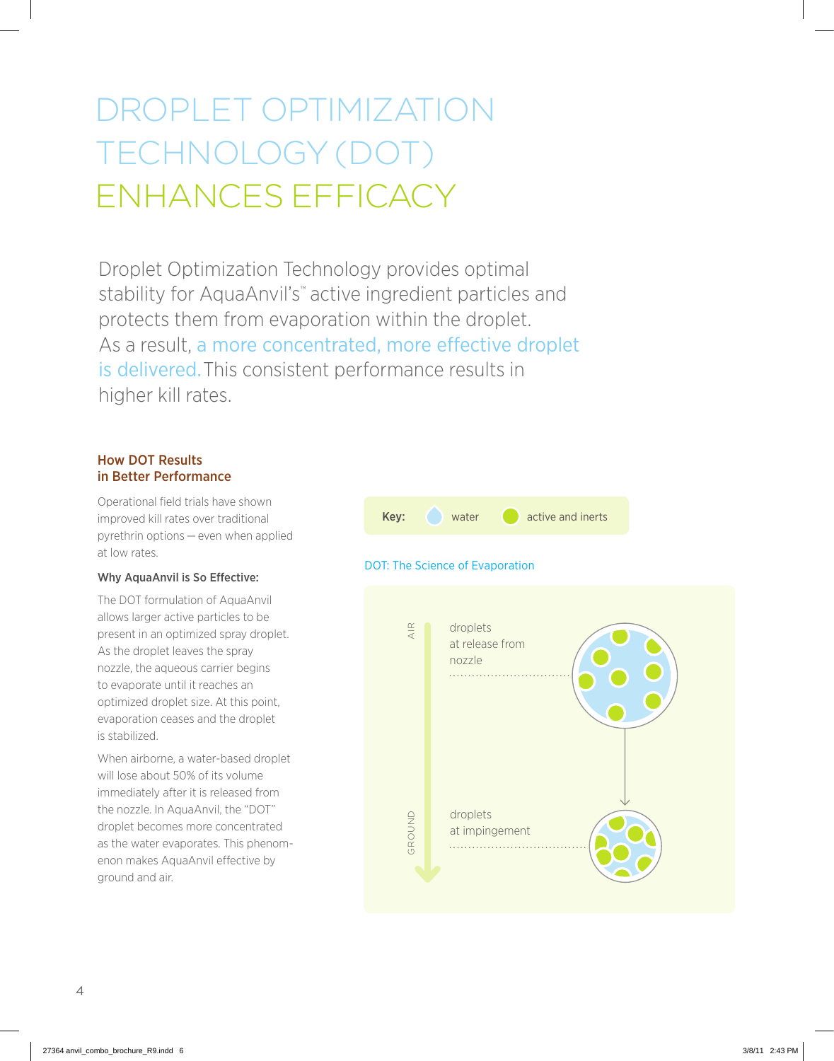# DROPLET OPTIMIZATION TECHNOLOGY (DOT) ENHANCES EFFICACY

Droplet Optimization Technology provides optimal stability for AquaAnvil's™ active ingredient particles and protects them from evaporation within the droplet. As a result, a more concentrated, more effective droplet is delivered. This consistent performance results in higher kill rates.

## How DOT Results in Better Performance

Operational field trials have shown improved kill rates over traditional pyrethrin options — even when applied at low rates.

**Why AquaAnvil is So Effective:**

The DOT formulation of AquaAnvil allows larger active particles to be present in an optimized spray droplet. As the droplet leaves the spray nozzle, the aqueous carrier begins to evaporate until it reaches an optimized droplet size. At this point, evaporation ceases and the droplet is stabilized.

When airborne, a water-based droplet will lose about 50% of its volume immediately after it is released from the nozzle. In AquaAnvil, the "DOT" droplet becomes more concentrated as the water evaporates. This phenomenon makes AquaAnvil effective by ground and air.

**Key:** water | active and inerts

DOT: The Science of Evaporation

AIR — droplets at release from nozzle

GROUND — droplets at impingement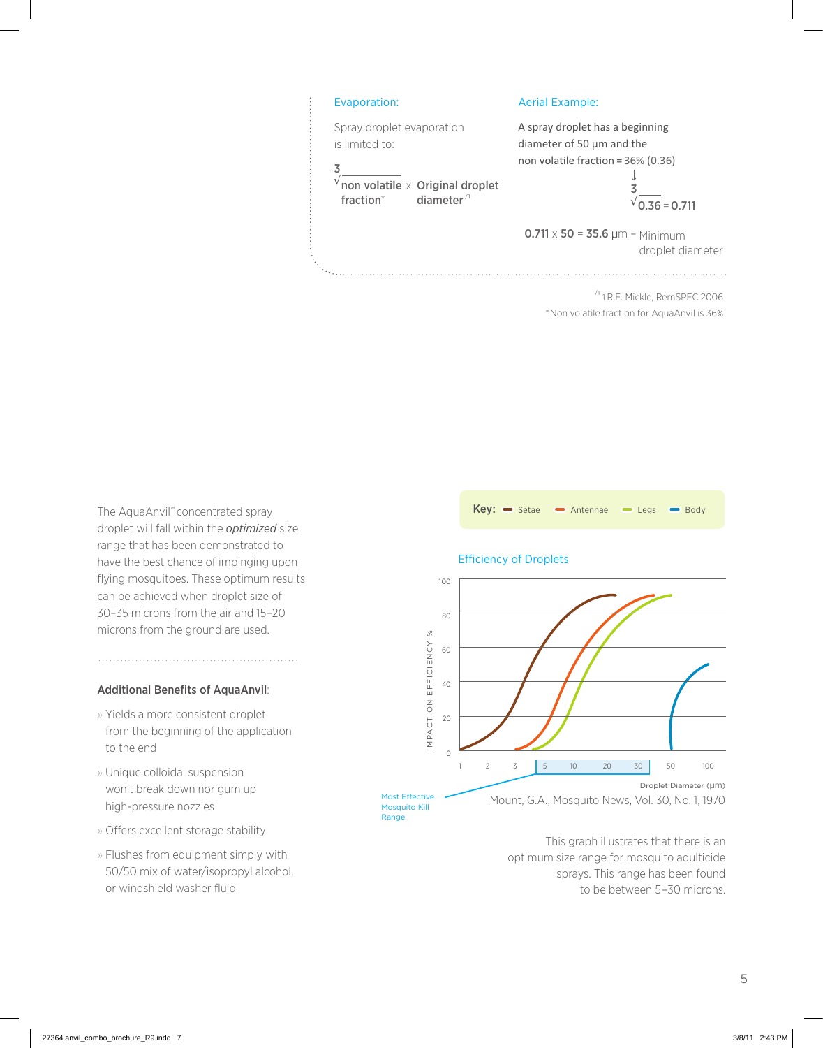### Evaporation:

Spray droplet evaporation is limited to:

$$\sqrt[3]{\text{non volatile fraction}^*} \times \text{Original droplet diameter}^{/1}$$

### Aerial Example:

A spray droplet has a beginning diameter of 50 µm and the non volatile fraction = 36% (0.36)

$$\sqrt[3]{0.36} = 0.711$$

**0.711** x **50** = **35.6** µm – Minimum droplet diameter

/1 1 R.E. Mickle, RemSPEC 2006

*Non volatile fraction for AquaAnvil is 36%

The AquaAnvil™ concentrated spray droplet will fall within the *optimized* size range that has been demonstrated to have the best chance of impinging upon flying mosquitoes. These optimum results can be achieved when droplet size of 30–35 microns from the air and 15–20 microns from the ground are used.

**Additional Benefits of AquaAnvil:**

- Yields a more consistent droplet from the beginning of the application to the end
- Unique colloidal suspension won't break down nor gum up high-pressure nozzles
- Offers excellent storage stability
- Flushes from equipment simply with 50/50 mix of water/isopropyl alcohol, or windshield washer fluid

**Key:** Setae, Antennae, Legs, Body

Efficiency of Droplets

Most Effective Mosquito Kill Range

Mount, G.A., Mosquito News, Vol. 30, No. 1, 1970

This graph illustrates that there is an optimum size range for mosquito adulticide sprays. This range has been found to be between 5–30 microns.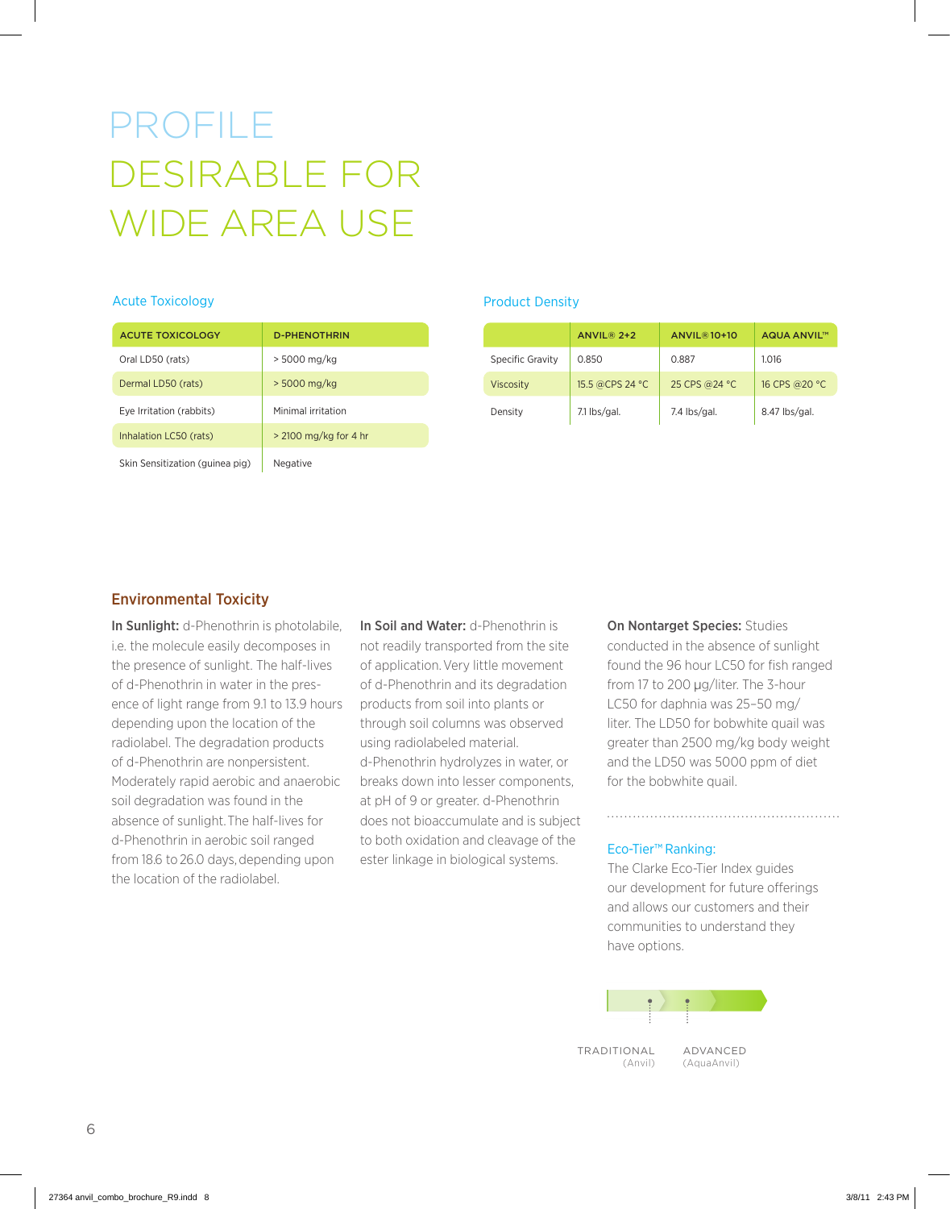# PROFILE DESIRABLE FOR WIDE AREA USE

### Acute Toxicology

| ACUTE TOXICOLOGY | D-PHENOTHRIN |
|---|---|
| Oral LD50 (rats) | > 5000 mg/kg |
| Dermal LD50 (rats) | > 5000 mg/kg |
| Eye Irritation (rabbits) | Minimal irritation |
| Inhalation LC50 (rats) | > 2100 mg/kg for 4 hr |
| Skin Sensitization (guinea pig) | Negative |

### Product Density

| | ANVIL® 2+2 | ANVIL® 10+10 | AQUA ANVIL™ |
|---|---|---|---|
| Specific Gravity | 0.850 | 0.887 | 1.016 |
| Viscosity | 15.5 @CPS 24 °C | 25 CPS @24 °C | 16 CPS @20 °C |
| Density | 7.1 lbs/gal. | 7.4 lbs/gal. | 8.47 lbs/gal. |

## Environmental Toxicity

**In Sunlight:** d-Phenothrin is photolabile, i.e. the molecule easily decomposes in the presence of sunlight. The half-lives of d-Phenothrin in water in the presence of light range from 9.1 to 13.9 hours depending upon the location of the radiolabel. The degradation products of d-Phenothrin are nonpersistent. Moderately rapid aerobic and anaerobic soil degradation was found in the absence of sunlight. The half-lives for d-Phenothrin in aerobic soil ranged from 18.6 to 26.0 days, depending upon the location of the radiolabel.

**In Soil and Water:** d-Phenothrin is not readily transported from the site of application. Very little movement of d-Phenothrin and its degradation products from soil into plants or through soil columns was observed using radiolabeled material. d-Phenothrin hydrolyzes in water, or breaks down into lesser components, at pH of 9 or greater. d-Phenothrin does not bioaccumulate and is subject to both oxidation and cleavage of the ester linkage in biological systems.

**On Nontarget Species:** Studies conducted in the absence of sunlight found the 96 hour LC50 for fish ranged from 17 to 200 μg/liter. The 3-hour LC50 for daphnia was 25–50 mg/liter. The LD50 for bobwhite quail was greater than 2500 mg/kg body weight and the LD50 was 5000 ppm of diet for the bobwhite quail.

### Eco-Tier™ Ranking:

The Clarke Eco-Tier Index guides our development for future offerings and allows our customers and their communities to understand they have options.

TRADITIONAL (Anvil) — ADVANCED (AquaAnvil)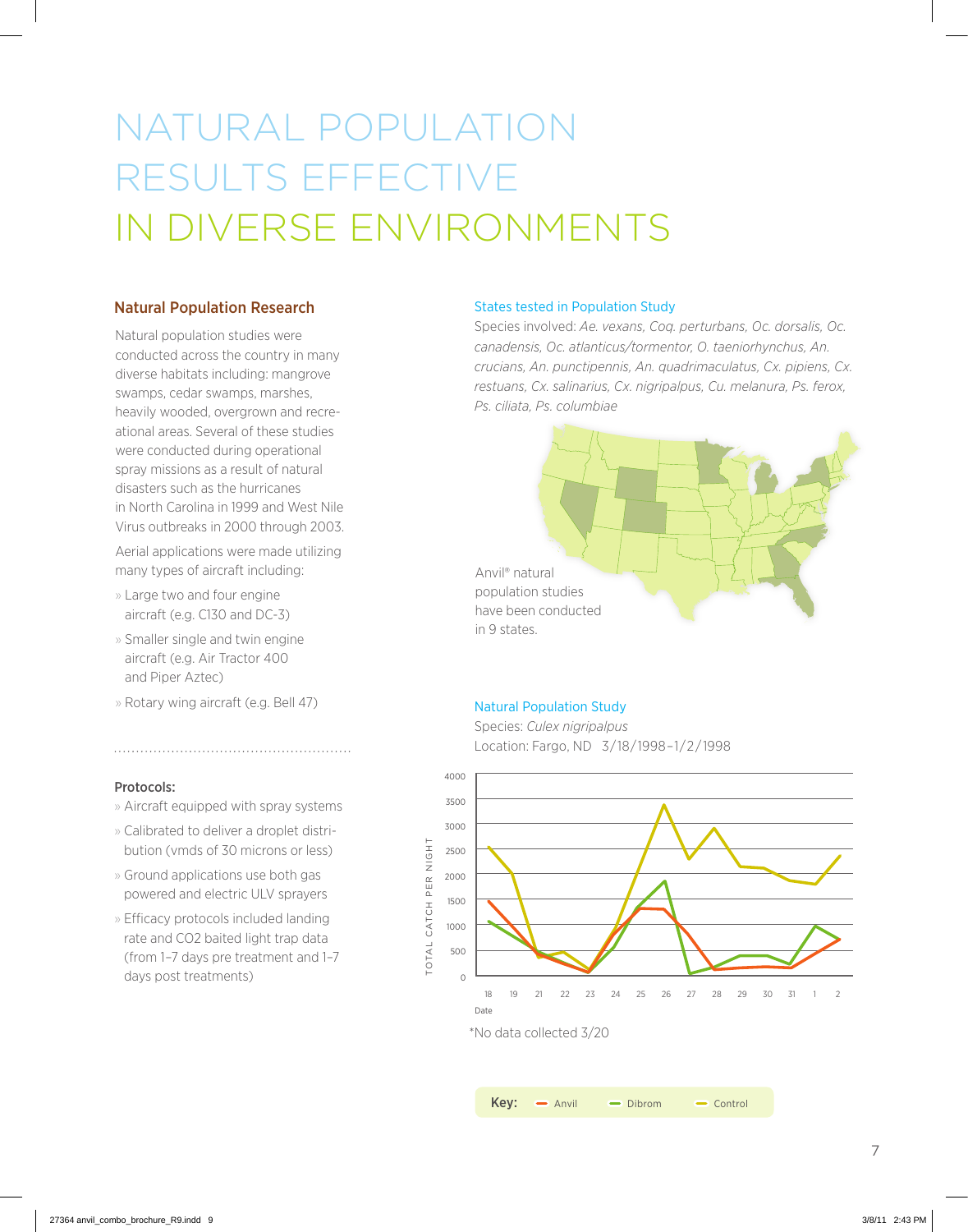# NATURAL POPULATION RESULTS EFFECTIVE IN DIVERSE ENVIRONMENTS

## Natural Population Research

Natural population studies were conducted across the country in many diverse habitats including: mangrove swamps, cedar swamps, marshes, heavily wooded, overgrown and recreational areas. Several of these studies were conducted during operational spray missions as a result of natural disasters such as the hurricanes in North Carolina in 1999 and West Nile Virus outbreaks in 2000 through 2003.

Aerial applications were made utilizing many types of aircraft including:

- Large two and four engine aircraft (e.g. C130 and DC-3)
- Smaller single and twin engine aircraft (e.g. Air Tractor 400 and Piper Aztec)
- Rotary wing aircraft (e.g. Bell 47)

### Protocols:

- Aircraft equipped with spray systems
- Calibrated to deliver a droplet distribution (vmds of 30 microns or less)
- Ground applications use both gas powered and electric ULV sprayers
- Efficacy protocols included landing rate and CO2 baited light trap data (from 1–7 days pre treatment and 1–7 days post treatments)

### States tested in Population Study

Species involved: *Ae. vexans, Coq. perturbans, Oc. dorsalis, Oc. canadensis, Oc. atlanticus/tormentor, O. taeniorhynchus, An. crucians, An. punctipennis, An. quadrimaculatus, Cx. pipiens, Cx. restuans, Cx. salinarius, Cx. nigripalpus, Cu. melanura, Ps. ferox, Ps. ciliata, Ps. columbiae*

Anvil® natural population studies have been conducted in 9 states.

### Natural Population Study

Species: *Culex nigripalpus*

Location: Fargo, ND 3/18/1998–1/2/1998

*No data collected 3/20

Key: Anvil, Dibrom, Control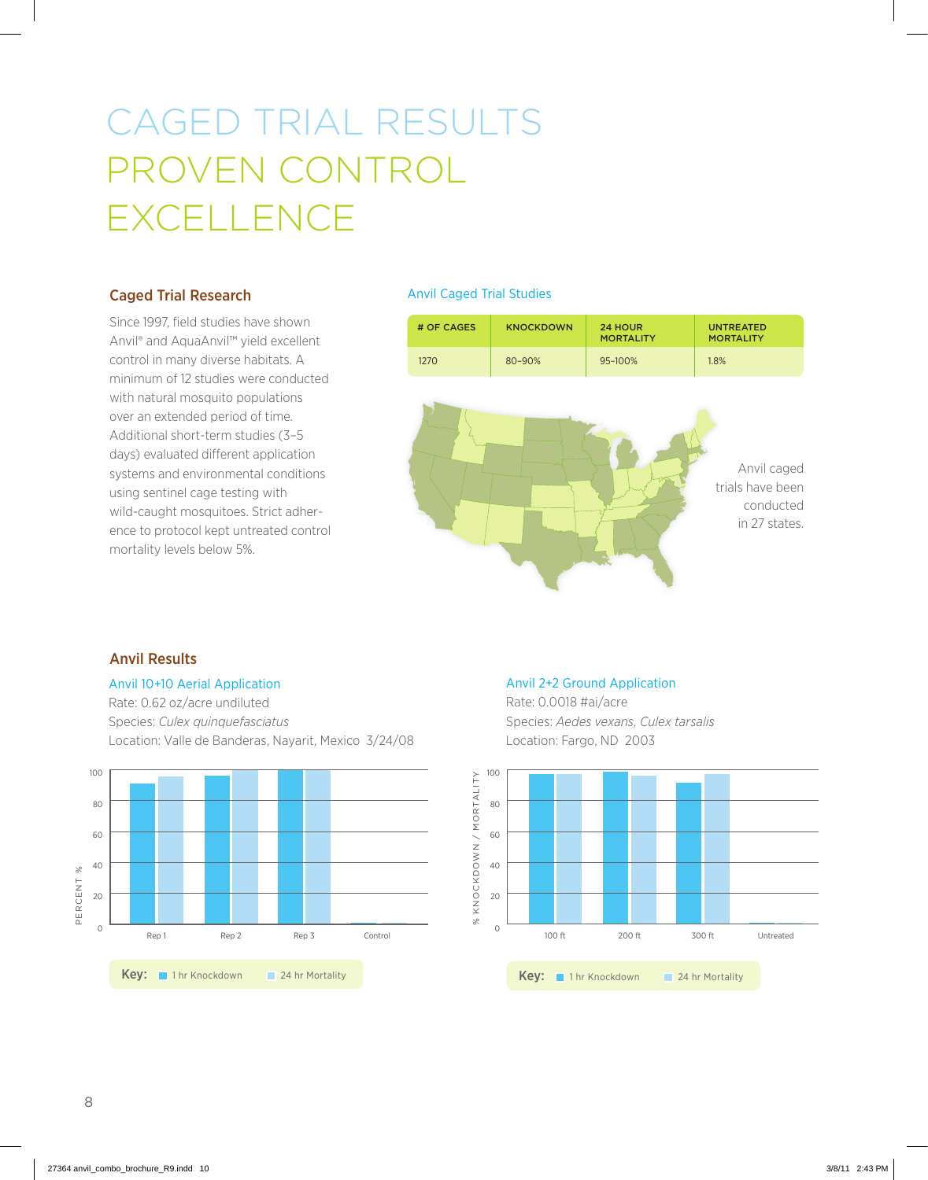# CAGED TRIAL RESULTS PROVEN CONTROL EXCELLENCE

## Caged Trial Research

Since 1997, field studies have shown Anvil® and AquaAnvil™ yield excellent control in many diverse habitats. A minimum of 12 studies were conducted with natural mosquito populations over an extended period of time. Additional short-term studies (3–5 days) evaluated different application systems and environmental conditions using sentinel cage testing with wild-caught mosquitoes. Strict adherence to protocol kept untreated control mortality levels below 5%.

### Anvil Caged Trial Studies

| # OF CAGES | KNOCKDOWN | 24 HOUR MORTALITY | UNTREATED MORTALITY |
|---|---|---|---|
| 1270 | 80–90% | 95–100% | 1.8% |

Anvil caged trials have been conducted in 27 states.

## Anvil Results

### Anvil 10+10 Aerial Application

Rate: 0.62 oz/acre undiluted
Species: *Culex quinquefasciatus*
Location: Valle de Banderas, Nayarit, Mexico 3/24/08

Key: 1 hr Knockdown, 24 hr Mortality

### Anvil 2+2 Ground Application

Rate: 0.0018 #ai/acre
Species: *Aedes vexans, Culex tarsalis*
Location: Fargo, ND 2003

Key: 1 hr Knockdown, 24 hr Mortality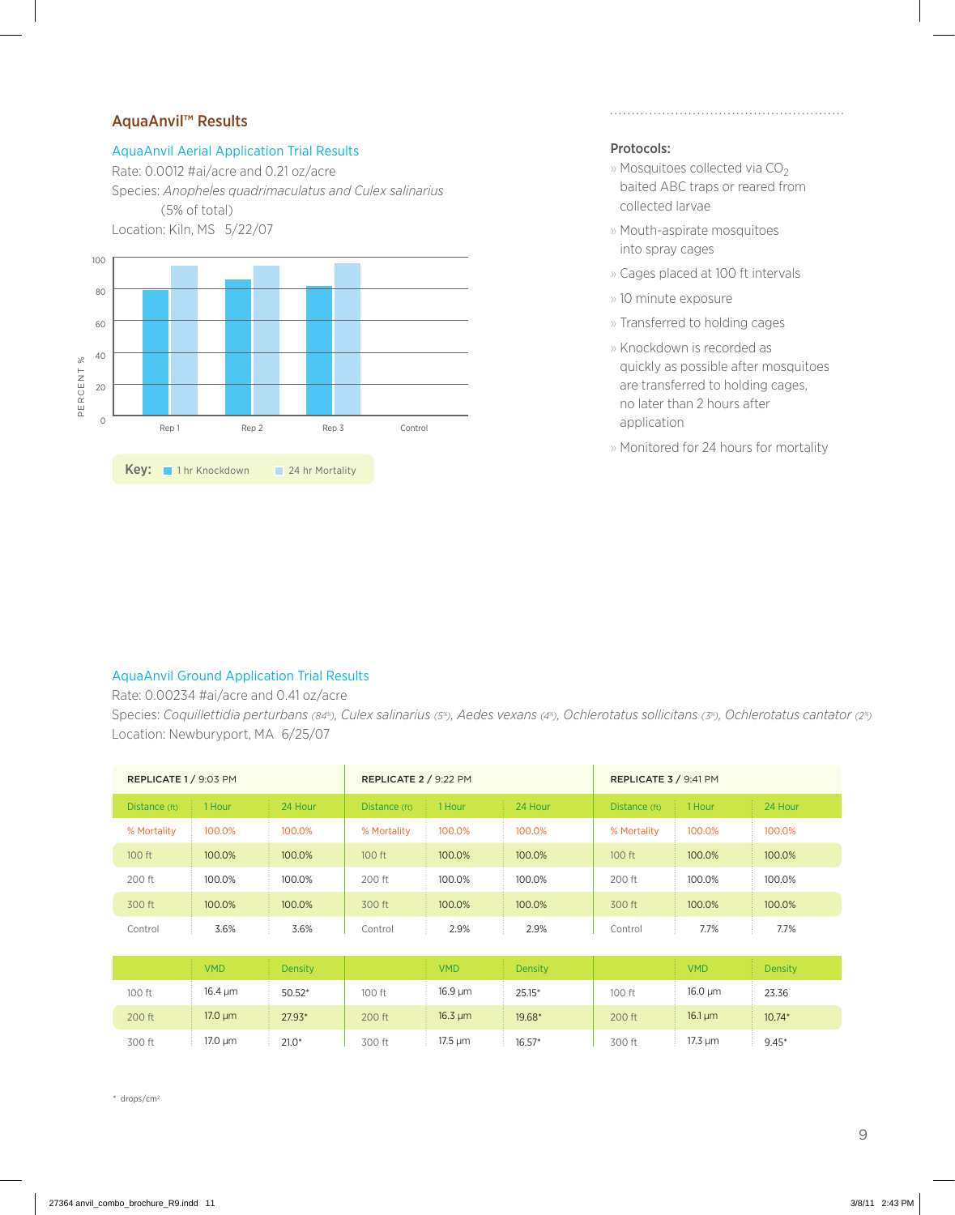## AquaAnvil™ Results

### AquaAnvil Aerial Application Trial Results

Rate: 0.0012 #ai/acre and 0.21 oz/acre

Species: *Anopheles quadrimaculatus and Culex salinarius* (5% of total)

Location: Kiln, MS 5/22/07

PERCENT %

100
80
60
40
20
0

Rep 1 Rep 2 Rep 3 Control

**Key:** 1 hr Knockdown 24 hr Mortality

**Protocols:**

- Mosquitoes collected via $CO_2$ baited ABC traps or reared from collected larvae
- Mouth-aspirate mosquitoes into spray cages
- Cages placed at 100 ft intervals
- 10 minute exposure
- Transferred to holding cages
- Knockdown is recorded as quickly as possible after mosquitoes are transferred to holding cages, no later than 2 hours after application
- Monitored for 24 hours for mortality

### AquaAnvil Ground Application Trial Results

Rate: 0.00234 #ai/acre and 0.41 oz/acre

Species: *Coquillettidia perturbans* (84%), *Culex salinarius* (5%), *Aedes vexans* (4%), *Ochlerotatus sollicitans* (3%), *Ochlerotatus cantator* (2%)

Location: Newburyport, MA 6/25/07

| **REPLICATE 1** / 9:03 PM | | | **REPLICATE 2** / 9:22 PM | | | **REPLICATE 3** / 9:41 PM | | |
|---|---|---|---|---|---|---|---|---|
| Distance (ft) | 1 Hour | 24 Hour | Distance (ft) | 1 Hour | 24 Hour | Distance (ft) | 1 Hour | 24 Hour |
| % Mortality | 100.0% | 100.0% | % Mortality | 100.0% | 100.0% | % Mortality | 100.0% | 100.0% |
| 100 ft | 100.0% | 100.0% | 100 ft | 100.0% | 100.0% | 100 ft | 100.0% | 100.0% |
| 200 ft | 100.0% | 100.0% | 200 ft | 100.0% | 100.0% | 200 ft | 100.0% | 100.0% |
| 300 ft | 100.0% | 100.0% | 300 ft | 100.0% | 100.0% | 300 ft | 100.0% | 100.0% |
| Control | 3.6% | 3.6% | Control | 2.9% | 2.9% | Control | 7.7% | 7.7% |

| | VMD | Density | | VMD | Density | | VMD | Density |
|---|---|---|---|---|---|---|---|---|
| 100 ft | 16.4 µm | 50.52* | 100 ft | 16.9 µm | 25.15* | 100 ft | 16.0 µm | 23.36 |
| 200 ft | 17.0 µm | 27.93* | 200 ft | 16.3 µm | 19.68* | 200 ft | 16.1 µm | 10.74* |
| 300 ft | 17.0 µm | 21.0* | 300 ft | 17.5 µm | 16.57* | 300 ft | 17.3 µm | 9.45* |

* drops/cm²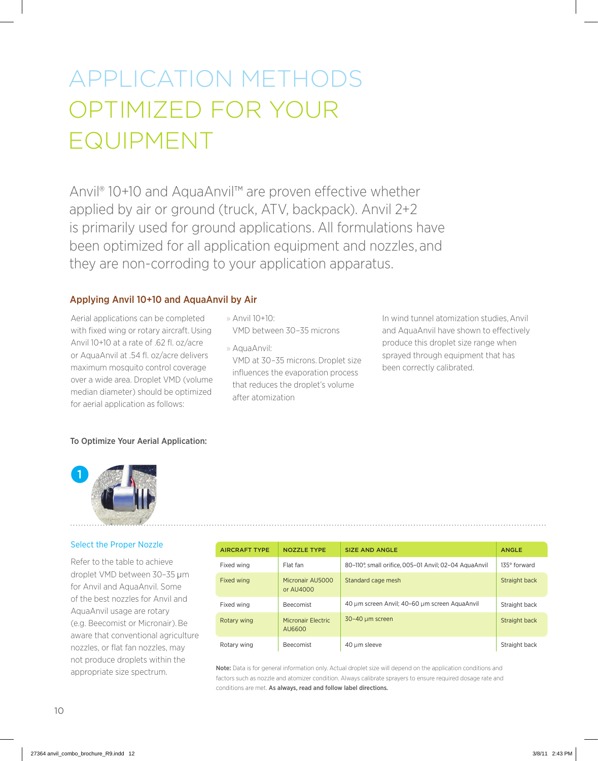# APPLICATION METHODS OPTIMIZED FOR YOUR EQUIPMENT

Anvil® 10+10 and AquaAnvil™ are proven effective whether applied by air or ground (truck, ATV, backpack). Anvil 2+2 is primarily used for ground applications. All formulations have been optimized for all application equipment and nozzles, and they are non-corroding to your application apparatus.

## Applying Anvil 10+10 and AquaAnvil by Air

Aerial applications can be completed with fixed wing or rotary aircraft. Using Anvil 10+10 at a rate of .62 fl. oz/acre or AquaAnvil at .54 fl. oz/acre delivers maximum mosquito control coverage over a wide area. Droplet VMD (volume median diameter) should be optimized for aerial application as follows:

- Anvil 10+10: VMD between 30–35 microns
- AquaAnvil: VMD at 30–35 microns. Droplet size influences the evaporation process that reduces the droplet's volume after atomization

In wind tunnel atomization studies, Anvil and AquaAnvil have shown to effectively produce this droplet size range when sprayed through equipment that has been correctly calibrated.

### To Optimize Your Aerial Application:

1

#### Select the Proper Nozzle

Refer to the table to achieve droplet VMD between 30–35 µm for Anvil and AquaAnvil. Some of the best nozzles for Anvil and AquaAnvil usage are rotary (e.g. Beecomist or Micronair). Be aware that conventional agriculture nozzles, or flat fan nozzles, may not produce droplets within the appropriate size spectrum.

| AIRCRAFT TYPE | NOZZLE TYPE | SIZE AND ANGLE | ANGLE |
|---|---|---|---|
| Fixed wing | Flat fan | 80–110°, small orifice, 005–01 Anvil; 02–04 AquaAnvil | 135° forward |
| Fixed wing | Micronair AU5000 or AU4000 | Standard cage mesh | Straight back |
| Fixed wing | Beecomist | 40 µm screen Anvil; 40–60 µm screen AquaAnvil | Straight back |
| Rotary wing | Micronair Electric AU6600 | 30–40 µm screen | Straight back |
| Rotary wing | Beecomist | 40 µm sleeve | Straight back |

**Note:** Data is for general information only. Actual droplet size will depend on the application conditions and factors such as nozzle and atomizer condition. Always calibrate sprayers to ensure required dosage rate and conditions are met. **As always, read and follow label directions.**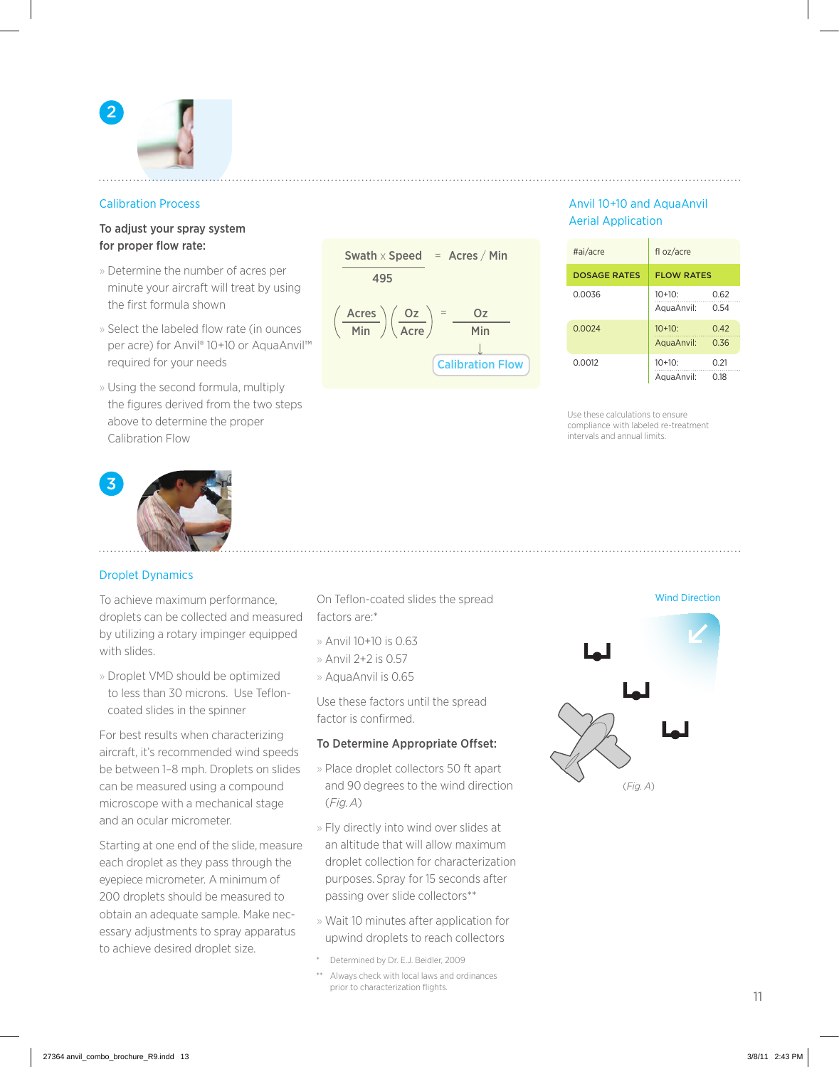## Calibration Process

**To adjust your spray system for proper flow rate:**

- Determine the number of acres per minute your aircraft will treat by using the first formula shown
- Select the labeled flow rate (in ounces per acre) for Anvil® 10+10 or AquaAnvil™ required for your needs
- Using the second formula, multiply the figures derived from the two steps above to determine the proper Calibration Flow

$$\frac{\text{Swath} \times \text{Speed}}{495} = \text{Acres / Min}$$

$$\left(\frac{\text{Acres}}{\text{Min}}\right)\left(\frac{\text{Oz}}{\text{Acre}}\right) = \frac{\text{Oz}}{\text{Min}}$$

↓ Calibration Flow

## Anvil 10+10 and AquaAnvil Aerial Application

| #ai/acre | fl oz/acre | |
|---|---|---|
| **DOSAGE RATES** | **FLOW RATES** | |
| 0.0036 | 10+10: | 0.62 |
| | AquaAnvil: | 0.54 |
| 0.0024 | 10+10: | 0.42 |
| | AquaAnvil: | 0.36 |
| 0.0012 | 10+10: | 0.21 |
| | AquaAnvil: | 0.18 |

Use these calculations to ensure compliance with labeled re-treatment intervals and annual limits.

## Droplet Dynamics

To achieve maximum performance, droplets can be collected and measured by utilizing a rotary impinger equipped with slides.

- Droplet VMD should be optimized to less than 30 microns. Use Teflon-coated slides in the spinner

For best results when characterizing aircraft, it's recommended wind speeds be between 1–8 mph. Droplets on slides can be measured using a compound microscope with a mechanical stage and an ocular micrometer.

Starting at one end of the slide, measure each droplet as they pass through the eyepiece micrometer. A minimum of 200 droplets should be measured to obtain an adequate sample. Make necessary adjustments to spray apparatus to achieve desired droplet size.

On Teflon-coated slides the spread factors are:*

- Anvil 10+10 is 0.63
- Anvil 2+2 is 0.57
- AquaAnvil is 0.65

Use these factors until the spread factor is confirmed.

**To Determine Appropriate Offset:**

- Place droplet collectors 50 ft apart and 90 degrees to the wind direction (*Fig. A*)
- Fly directly into wind over slides at an altitude that will allow maximum droplet collection for characterization purposes. Spray for 15 seconds after passing over slide collectors**
- Wait 10 minutes after application for upwind droplets to reach collectors

\* Determined by Dr. E.J. Beidler, 2009

** Always check with local laws and ordinances prior to characterization flights.

Wind Direction

(*Fig. A*)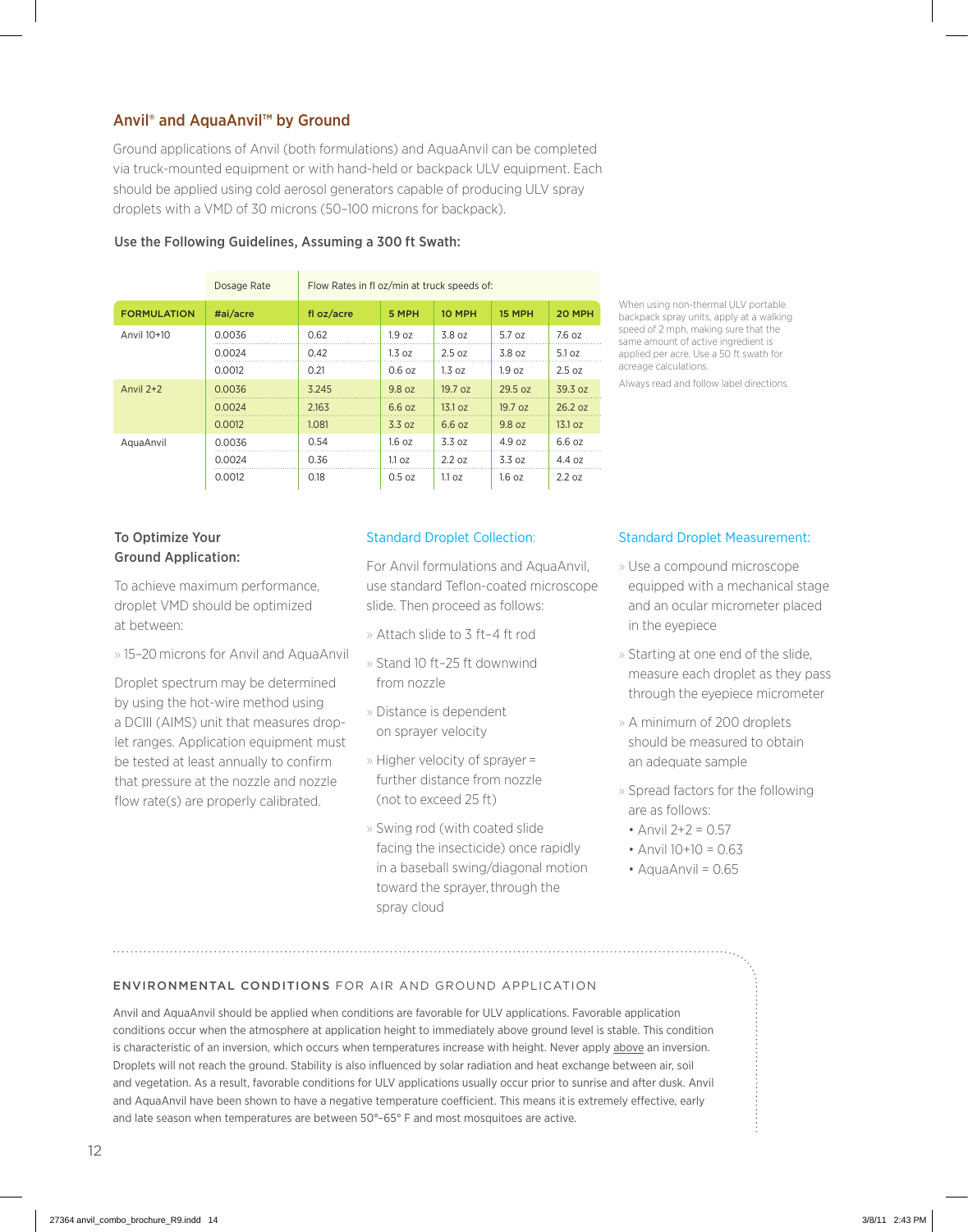## Anvil® and AquaAnvil™ by Ground

Ground applications of Anvil (both formulations) and AquaAnvil can be completed via truck-mounted equipment or with hand-held or backpack ULV equipment. Each should be applied using cold aerosol generators capable of producing ULV spray droplets with a VMD of 30 microns (50–100 microns for backpack).

### Use the Following Guidelines, Assuming a 300 ft Swath:

| | Dosage Rate | Flow Rates in fl oz/min at truck speeds of: | | | | |
|---|---|---|---|---|---|---|
| **FORMULATION** | **#ai/acre** | **fl oz/acre** | **5 MPH** | **10 MPH** | **15 MPH** | **20 MPH** |
| Anvil 10+10 | 0.0036 | 0.62 | 1.9 oz | 3.8 oz | 5.7 oz | 7.6 oz |
| | 0.0024 | 0.42 | 1.3 oz | 2.5 oz | 3.8 oz | 5.1 oz |
| | 0.0012 | 0.21 | 0.6 oz | 1.3 oz | 1.9 oz | 2.5 oz |
| Anvil 2+2 | 0.0036 | 3.245 | 9.8 oz | 19.7 oz | 29.5 oz | 39.3 oz |
| | 0.0024 | 2.163 | 6.6 oz | 13.1 oz | 19.7 oz | 26.2 oz |
| | 0.0012 | 1.081 | 3.3 oz | 6.6 oz | 9.8 oz | 13.1 oz |
| AquaAnvil | 0.0036 | 0.54 | 1.6 oz | 3.3 oz | 4.9 oz | 6.6 oz |
| | 0.0024 | 0.36 | 1.1 oz | 2.2 oz | 3.3 oz | 4.4 oz |
| | 0.0012 | 0.18 | 0.5 oz | 1.1 oz | 1.6 oz | 2.2 oz |

When using non-thermal ULV portable backpack spray units, apply at a walking speed of 2 mph, making sure that the same amount of active ingredient is applied per acre. Use a 50 ft swath for acreage calculations.

Always read and follow label directions.

### To Optimize Your Ground Application:

To achieve maximum performance, droplet VMD should be optimized at between:

- 15–20 microns for Anvil and AquaAnvil

Droplet spectrum may be determined by using the hot-wire method using a DCIII (AIMS) unit that measures droplet ranges. Application equipment must be tested at least annually to confirm that pressure at the nozzle and nozzle flow rate(s) are properly calibrated.

### Standard Droplet Collection:

For Anvil formulations and AquaAnvil, use standard Teflon-coated microscope slide. Then proceed as follows:

- Attach slide to 3 ft–4 ft rod
- Stand 10 ft–25 ft downwind from nozzle
- Distance is dependent on sprayer velocity
- Higher velocity of sprayer = further distance from nozzle (not to exceed 25 ft)
- Swing rod (with coated slide facing the insecticide) once rapidly in a baseball swing/diagonal motion toward the sprayer, through the spray cloud

### Standard Droplet Measurement:

- Use a compound microscope equipped with a mechanical stage and an ocular micrometer placed in the eyepiece
- Starting at one end of the slide, measure each droplet as they pass through the eyepiece micrometer
- A minimum of 200 droplets should be measured to obtain an adequate sample
- Spread factors for the following are as follows:
  - Anvil 2+2 = 0.57
  - Anvil 10+10 = 0.63
  - AquaAnvil = 0.65

### ENVIRONMENTAL CONDITIONS FOR AIR AND GROUND APPLICATION

Anvil and AquaAnvil should be applied when conditions are favorable for ULV applications. Favorable application conditions occur when the atmosphere at application height to immediately above ground level is stable. This condition is characteristic of an inversion, which occurs when temperatures increase with height. Never apply above an inversion. Droplets will not reach the ground. Stability is also influenced by solar radiation and heat exchange between air, soil and vegetation. As a result, favorable conditions for ULV applications usually occur prior to sunrise and after dusk. Anvil and AquaAnvil have been shown to have a negative temperature coefficient. This means it is extremely effective, early and late season when temperatures are between 50°–65° F and most mosquitoes are active.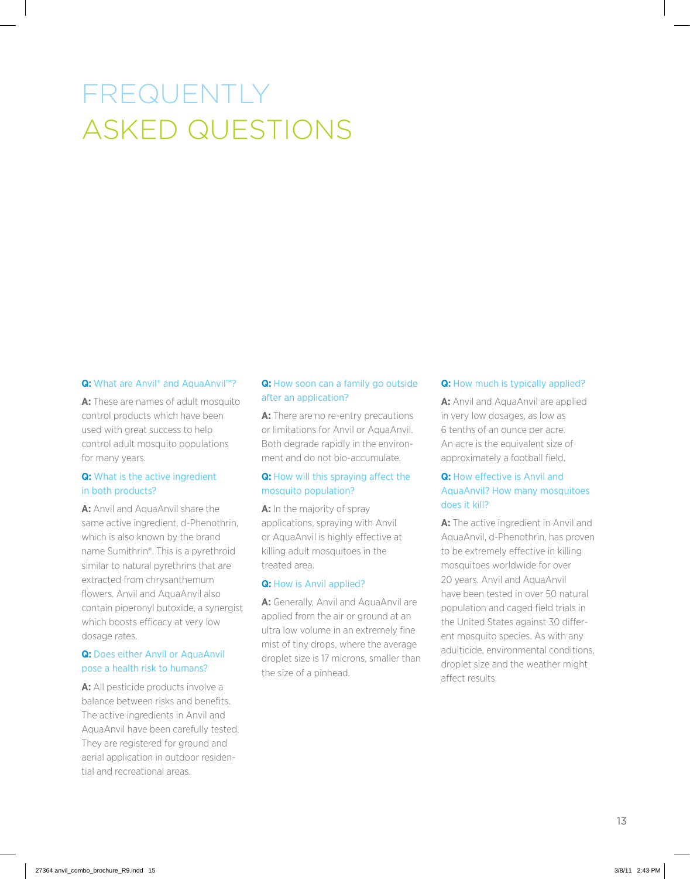# FREQUENTLY ASKED QUESTIONS

**Q:** What are Anvil® and AquaAnvil™?

**A:** These are names of adult mosquito control products which have been used with great success to help control adult mosquito populations for many years.

**Q:** What is the active ingredient in both products?

**A:** Anvil and AquaAnvil share the same active ingredient, d-Phenothrin, which is also known by the brand name Sumithrin®. This is a pyrethroid similar to natural pyrethrins that are extracted from chrysanthemum flowers. Anvil and AquaAnvil also contain piperonyl butoxide, a synergist which boosts efficacy at very low dosage rates.

**Q:** Does either Anvil or AquaAnvil pose a health risk to humans?

**A:** All pesticide products involve a balance between risks and benefits. The active ingredients in Anvil and AquaAnvil have been carefully tested. They are registered for ground and aerial application in outdoor residential and recreational areas.

**Q:** How soon can a family go outside after an application?

**A:** There are no re-entry precautions or limitations for Anvil or AquaAnvil. Both degrade rapidly in the environment and do not bio-accumulate.

**Q:** How will this spraying affect the mosquito population?

**A:** In the majority of spray applications, spraying with Anvil or AquaAnvil is highly effective at killing adult mosquitoes in the treated area.

**Q:** How is Anvil applied?

**A:** Generally, Anvil and AquaAnvil are applied from the air or ground at an ultra low volume in an extremely fine mist of tiny drops, where the average droplet size is 17 microns, smaller than the size of a pinhead.

**Q:** How much is typically applied?

**A:** Anvil and AquaAnvil are applied in very low dosages, as low as 6 tenths of an ounce per acre. An acre is the equivalent size of approximately a football field.

**Q:** How effective is Anvil and AquaAnvil? How many mosquitoes does it kill?

**A:** The active ingredient in Anvil and AquaAnvil, d-Phenothrin, has proven to be extremely effective in killing mosquitoes worldwide for over 20 years. Anvil and AquaAnvil have been tested in over 50 natural population and caged field trials in the United States against 30 different mosquito species. As with any adulticide, environmental conditions, droplet size and the weather might affect results.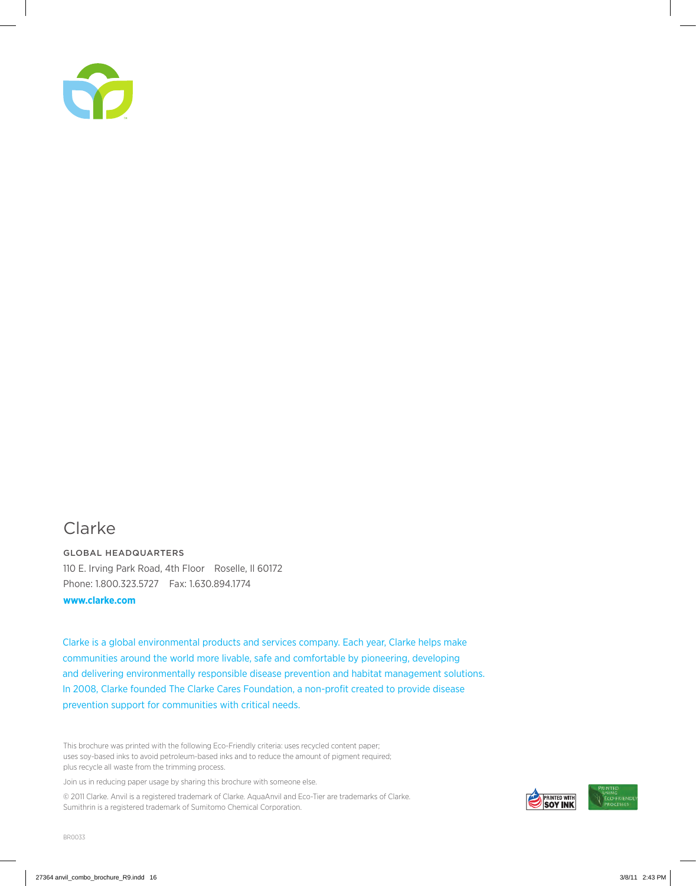# Clarke

**GLOBAL HEADQUARTERS**

110 E. Irving Park Road, 4th Floor    Roselle, Il 60172

Phone: 1.800.323.5727    Fax: 1.630.894.1774

**www.clarke.com**

Clarke is a global environmental products and services company. Each year, Clarke helps make communities around the world more livable, safe and comfortable by pioneering, developing and delivering environmentally responsible disease prevention and habitat management solutions. In 2008, Clarke founded The Clarke Cares Foundation, a non-profit created to provide disease prevention support for communities with critical needs.

This brochure was printed with the following Eco-Friendly criteria: uses recycled content paper; uses soy-based inks to avoid petroleum-based inks and to reduce the amount of pigment required; plus recycle all waste from the trimming process.

Join us in reducing paper usage by sharing this brochure with someone else.

© 2011 Clarke. Anvil is a registered trademark of Clarke. AquaAnvil and Eco-Tier are trademarks of Clarke. Sumithrin is a registered trademark of Sumitomo Chemical Corporation.

PRINTED WITH SOY INK

PRINTED USING ECO-FRIENDLY PROCESSES

BR0033